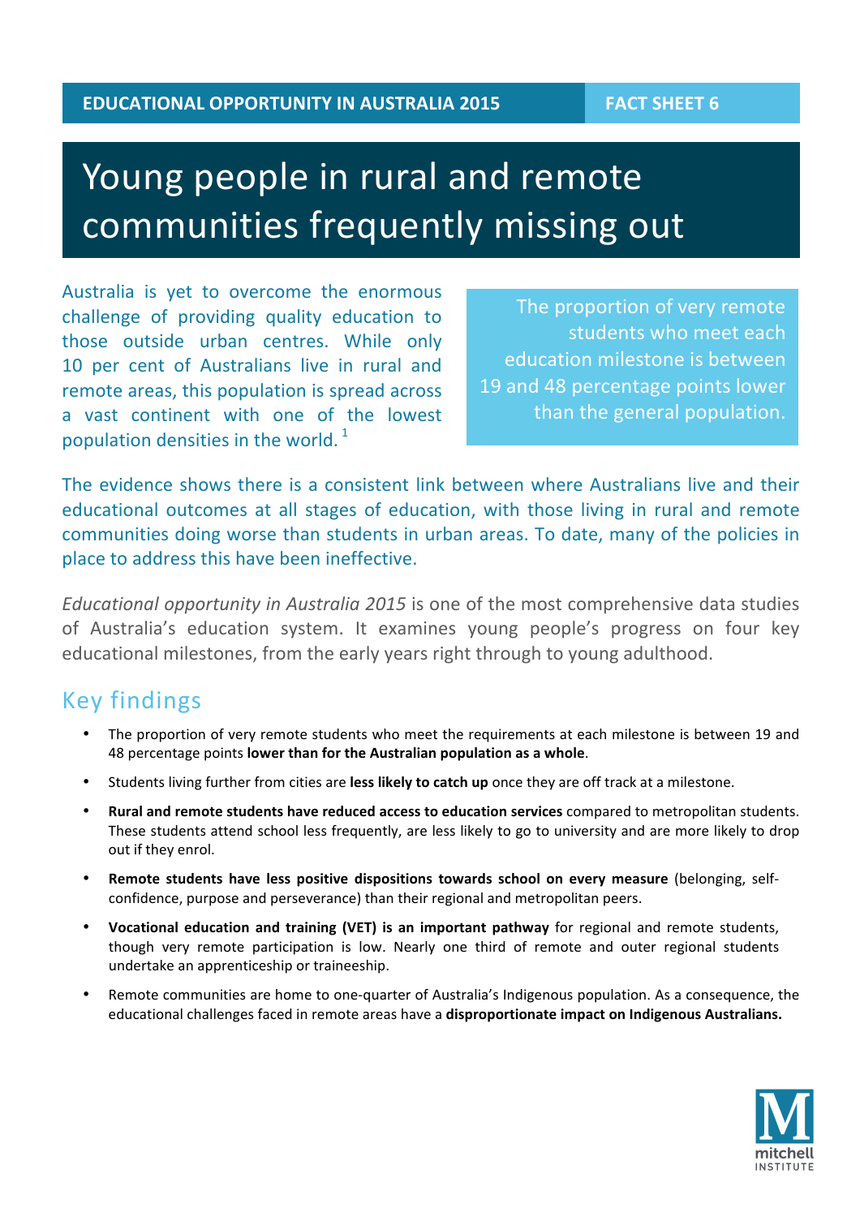EDUCATIONAL OPPORTUNITY IN AUSTRALIA 2015 | FACT SHEET 6

# Young people in rural and remote communities frequently missing out

Australia is yet to overcome the enormous challenge of providing quality education to those outside urban centres. While only 10 per cent of Australians live in rural and remote areas, this population is spread across a vast continent with one of the lowest population densities in the world.[1]

> The proportion of very remote students who meet each education milestone is between 19 and 48 percentage points lower than the general population.

The evidence shows there is a consistent link between where Australians live and their educational outcomes at all stages of education, with those living in rural and remote communities doing worse than students in urban areas. To date, many of the policies in place to address this have been ineffective.

*Educational opportunity in Australia 2015* is one of the most comprehensive data studies of Australia's education system. It examines young people's progress on four key educational milestones, from the early years right through to young adulthood.

## Key findings

- The proportion of very remote students who meet the requirements at each milestone is between 19 and 48 percentage points **lower than for the Australian population as a whole**.
- Students living further from cities are **less likely to catch up** once they are off track at a milestone.
- **Rural and remote students have reduced access to education services** compared to metropolitan students. These students attend school less frequently, are less likely to go to university and are more likely to drop out if they enrol.
- **Remote students have less positive dispositions towards school on every measure** (belonging, self-confidence, purpose and perseverance) than their regional and metropolitan peers.
- **Vocational education and training (VET) is an important pathway** for regional and remote students, though very remote participation is low. Nearly one third of remote and outer regional students undertake an apprenticeship or traineeship.
- Remote communities are home to one-quarter of Australia's Indigenous population. As a consequence, the educational challenges faced in remote areas have a **disproportionate impact on Indigenous Australians.**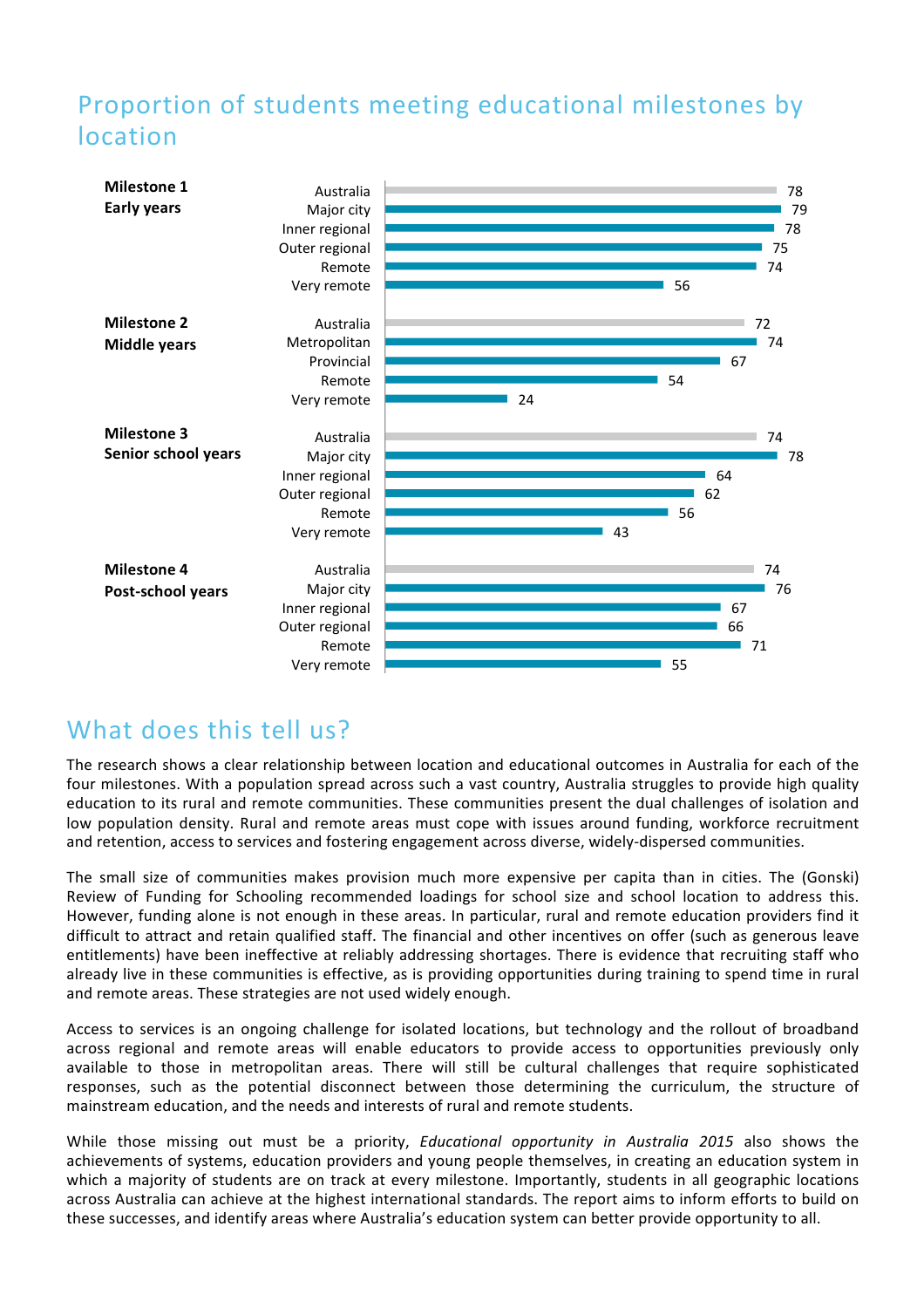## Proportion of students meeting educational milestones by location

| Milestone | Location | Proportion |
|---|---|---|
| **Milestone 1 Early years** | Australia | 78 |
| | Major city | 79 |
| | Inner regional | 78 |
| | Outer regional | 75 |
| | Remote | 74 |
| | Very remote | 56 |
| **Milestone 2 Middle years** | Australia | 72 |
| | Metropolitan | 74 |
| | Provincial | 67 |
| | Remote | 54 |
| | Very remote | 24 |
| **Milestone 3 Senior school years** | Australia | 74 |
| | Major city | 78 |
| | Inner regional | 64 |
| | Outer regional | 62 |
| | Remote | 56 |
| | Very remote | 43 |
| **Milestone 4 Post-school years** | Australia | 74 |
| | Major city | 76 |
| | Inner regional | 67 |
| | Outer regional | 66 |
| | Remote | 71 |
| | Very remote | 55 |

## What does this tell us?

The research shows a clear relationship between location and educational outcomes in Australia for each of the four milestones. With a population spread across such a vast country, Australia struggles to provide high quality education to its rural and remote communities. These communities present the dual challenges of isolation and low population density. Rural and remote areas must cope with issues around funding, workforce recruitment and retention, access to services and fostering engagement across diverse, widely-dispersed communities.

The small size of communities makes provision much more expensive per capita than in cities. The (Gonski) Review of Funding for Schooling recommended loadings for school size and school location to address this. However, funding alone is not enough in these areas. In particular, rural and remote education providers find it difficult to attract and retain qualified staff. The financial and other incentives on offer (such as generous leave entitlements) have been ineffective at reliably addressing shortages. There is evidence that recruiting staff who already live in these communities is effective, as is providing opportunities during training to spend time in rural and remote areas. These strategies are not used widely enough.

Access to services is an ongoing challenge for isolated locations, but technology and the rollout of broadband across regional and remote areas will enable educators to provide access to opportunities previously only available to those in metropolitan areas. There will still be cultural challenges that require sophisticated responses, such as the potential disconnect between those determining the curriculum, the structure of mainstream education, and the needs and interests of rural and remote students.

While those missing out must be a priority, *Educational opportunity in Australia 2015* also shows the achievements of systems, education providers and young people themselves, in creating an education system in which a majority of students are on track at every milestone. Importantly, students in all geographic locations across Australia can achieve at the highest international standards. The report aims to inform efforts to build on these successes, and identify areas where Australia's education system can better provide opportunity to all.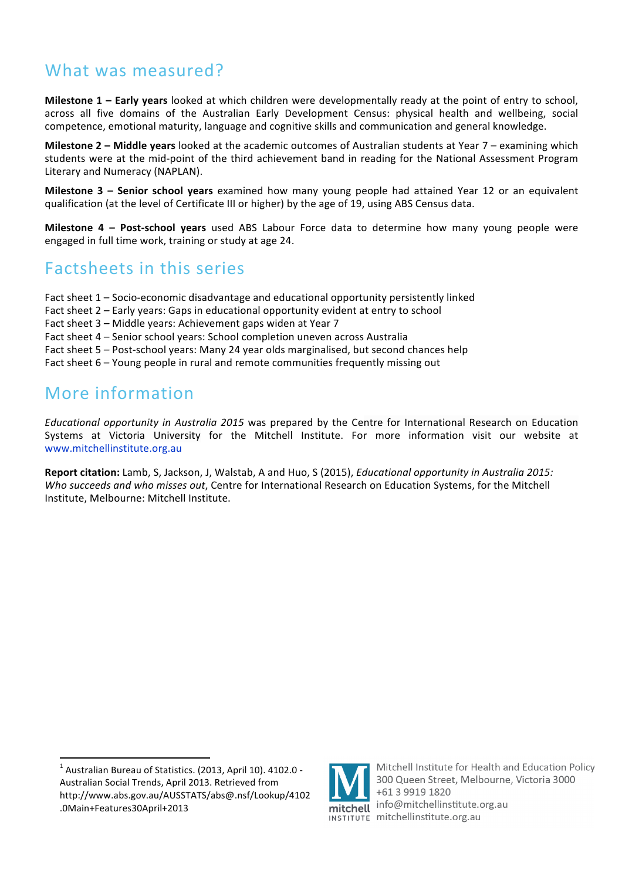## What was measured?

**Milestone 1 – Early years** looked at which children were developmentally ready at the point of entry to school, across all five domains of the Australian Early Development Census: physical health and wellbeing, social competence, emotional maturity, language and cognitive skills and communication and general knowledge.

**Milestone 2 – Middle years** looked at the academic outcomes of Australian students at Year 7 – examining which students were at the mid-point of the third achievement band in reading for the National Assessment Program Literary and Numeracy (NAPLAN).

**Milestone 3 – Senior school years** examined how many young people had attained Year 12 or an equivalent qualification (at the level of Certificate III or higher) by the age of 19, using ABS Census data.

**Milestone 4 – Post-school years** used ABS Labour Force data to determine how many young people were engaged in full time work, training or study at age 24.

## Factsheets in this series

Fact sheet 1 – Socio-economic disadvantage and educational opportunity persistently linked
Fact sheet 2 – Early years: Gaps in educational opportunity evident at entry to school
Fact sheet 3 – Middle years: Achievement gaps widen at Year 7
Fact sheet 4 – Senior school years: School completion uneven across Australia
Fact sheet 5 – Post-school years: Many 24 year olds marginalised, but second chances help
Fact sheet 6 – Young people in rural and remote communities frequently missing out

## More information

*Educational opportunity in Australia 2015* was prepared by the Centre for International Research on Education Systems at Victoria University for the Mitchell Institute. For more information visit our website at www.mitchellinstitute.org.au

**Report citation:** Lamb, S, Jackson, J, Walstab, A and Huo, S (2015), *Educational opportunity in Australia 2015: Who succeeds and who misses out*, Centre for International Research on Education Systems, for the Mitchell Institute, Melbourne: Mitchell Institute.

[1] Australian Bureau of Statistics. (2013, April 10). 4102.0 - Australian Social Trends, April 2013. Retrieved from http://www.abs.gov.au/AUSSTATS/abs@.nsf/Lookup/4102.0Main+Features30April+2013

Mitchell Institute for Health and Education Policy
300 Queen Street, Melbourne, Victoria 3000
+61 3 9919 1820
info@mitchellinstitute.org.au
mitchellinstitute.org.au